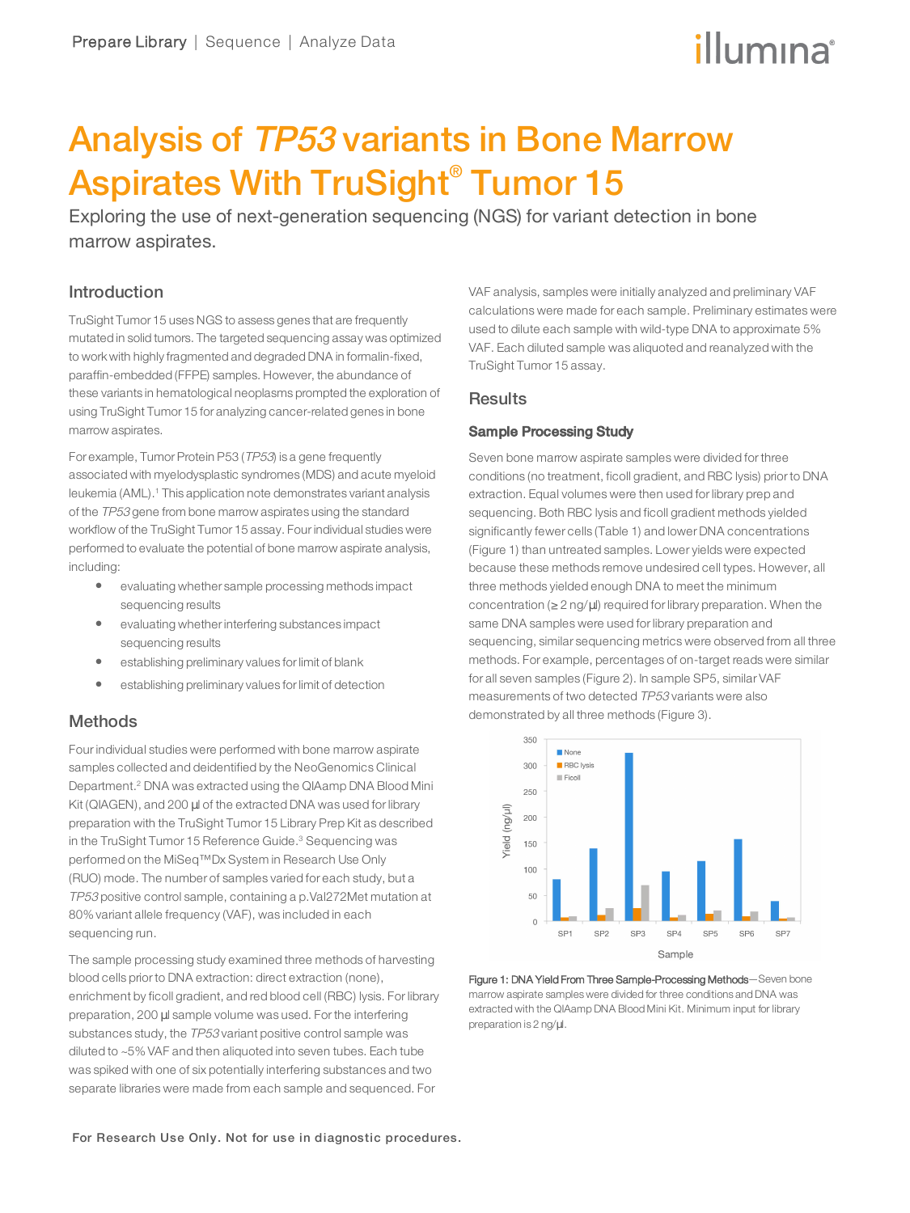# Analysis of *TP53* variants in Bone Marrow Aspirates With TruSight® Tumor 15

Exploring the use of next-generation sequencing (NGS) for variant detection in bone marrow aspirates.

## Introduction

TruSight Tumor 15 uses NGS to assess genes that are frequently mutated in solid tumors. The targeted sequencing assay was optimized to work with highly fragmented and degraded DNA in formalin-fixed, paraffin-embedded (FFPE) samples. However, the abundance of these variants in hematological neoplasms prompted the exploration of using TruSight Tumor 15 for analyzing cancer-related genes in bone marrow aspirates.

For example, Tumor Protein P53 (*TP53*) is a gene frequently associated with myelodysplastic syndromes (MDS) and acute myeloid leukemia (AML).[1] This application note demonstrates variant analysis of the *TP53* gene from bone marrow aspirates using the standard workflow of the TruSight Tumor 15 assay. Four individual studies were performed to evaluate the potential of bone marrow aspirate analysis, including:

- evaluating whether sample processing methods impact sequencing results
- evaluating whether interfering substances impact sequencing results
- establishing preliminary values for limit of blank
- establishing preliminary values for limit of detection

## Methods

Four individual studies were performed with bone marrow aspirate samples collected and deidentified by the NeoGenomics Clinical Department.[2] DNA was extracted using the QIAmp DNA Blood Mini Kit (QIAGEN), and 200 µl of the extracted DNA was used for library preparation with the TruSight Tumor 15 Library Prep Kit as described in the TruSight Tumor 15 Reference Guide.[3] Sequencing was performed on the MiSeq™Dx System in Research Use Only (RUO) mode. The number of samples varied for each study, but a *TP53* positive control sample, containing a p.Val272Met mutation at 80% variant allele frequency (VAF), was included in each sequencing run.

The sample processing study examined three methods of harvesting blood cells prior to DNA extraction: direct extraction (none), enrichment by ficoll gradient, and red blood cell (RBC) lysis. For library preparation, 200 µl sample volume was used. For the interfering substances study, the *TP53* variant positive control sample was diluted to ~5% VAF and then aliquoted into seven tubes. Each tube was spiked with one of six potentially interfering substances and two separate libraries were made from each sample and sequenced. For VAF analysis, samples were initially analyzed and preliminary VAF calculations were made for each sample. Preliminary estimates were used to dilute each sample with wild-type DNA to approximate 5% VAF. Each diluted sample was aliquoted and reanalyzed with the TruSight Tumor 15 assay.

## Results

### Sample Processing Study

Seven bone marrow aspirate samples were divided for three conditions (no treatment, ficoll gradient, and RBC lysis) prior to DNA extraction. Equal volumes were then used for library prep and sequencing. Both RBC lysis and ficoll gradient methods yielded significantly fewer cells (Table 1) and lower DNA concentrations (Figure 1) than untreated samples. Lower yields were expected because these methods remove undesired cell types. However, all three methods yielded enough DNA to meet the minimum concentration (≥ 2 ng/µl) required for library preparation. When the same DNA samples were used for library preparation and sequencing, similar sequencing metrics were observed from all three methods. For example, percentages of on-target reads were similar for all seven samples (Figure 2). In sample SP5, similar VAF measurements of two detected *TP53* variants were also demonstrated by all three methods (Figure 3).

Figure 1: DNA Yield From Three Sample-Processing Methods—Seven bone marrow aspirate samples were divided for three conditions and DNA was extracted with the QIAmp DNA Blood Mini Kit. Minimum input for library preparation is 2 ng/µl.

For Research Use Only. Not for use in diagnostic procedures.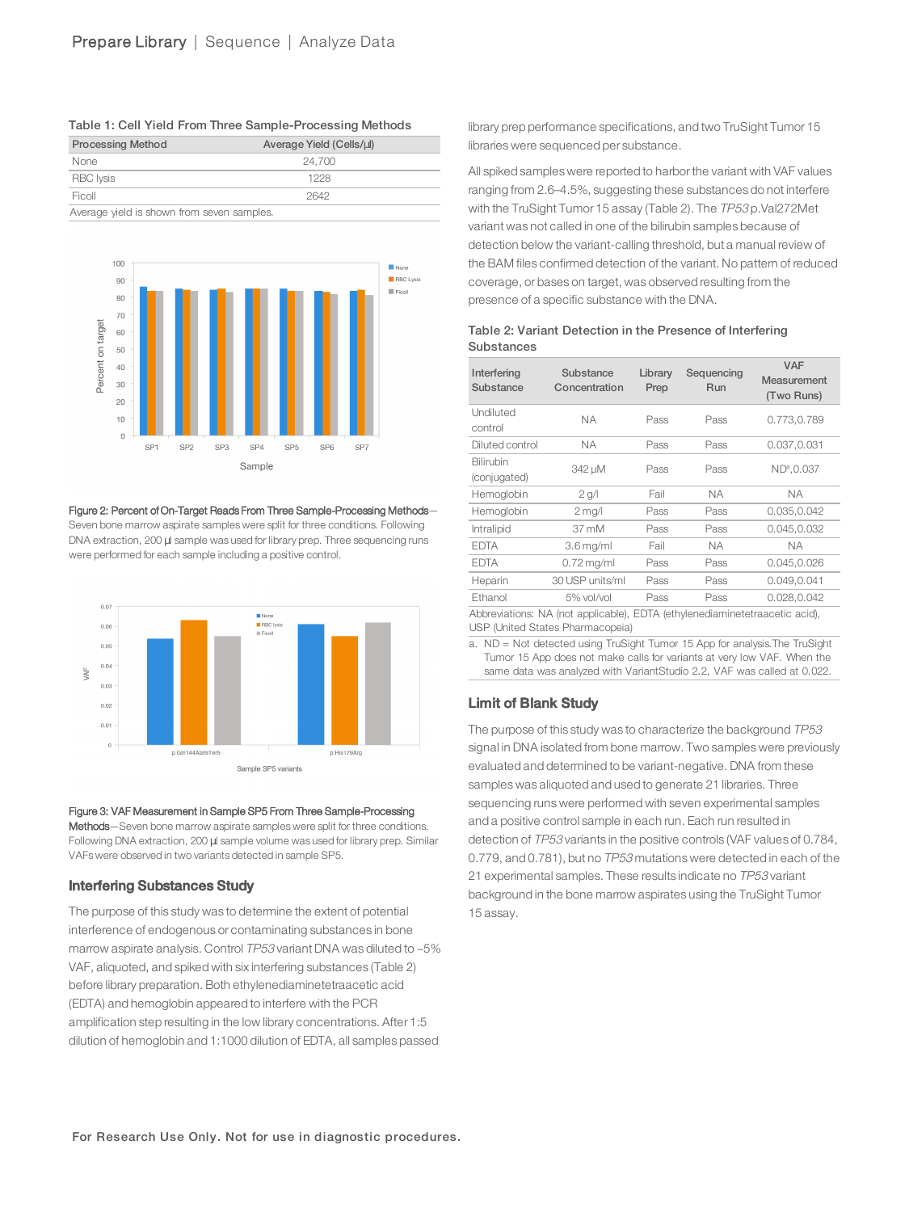Table 1: Cell Yield From Three Sample-Processing Methods

| Processing Method | Average Yield (Cells/µl) |
|---|---|
| None | 24,700 |
| RBC lysis | 1228 |
| Ficoll | 2642 |
| Average yield is shown from seven samples. | |

**Figure 2: Percent of On-Target Reads From Three Sample-Processing Methods**—Seven bone marrow aspirate samples were split for three conditions. Following DNA extraction, 200 µl sample was used for library prep. Three sequencing runs were performed for each sample including a positive control.

**Figure 3: VAF Measurement in Sample SP5 From Three Sample-Processing Methods**—Seven bone marrow aspirate samples were split for three conditions. Following DNA extraction, 200 µl sample volume was used for library prep. Similar VAFs were observed in two variants detected in sample SP5.

## Interfering Substances Study

The purpose of this study was to determine the extent of potential interference of endogenous or contaminating substances in bone marrow aspirate analysis. Control *TP53* variant DNA was diluted to ~5% VAF, aliquoted, and spiked with six interfering substances (Table 2) before library preparation. Both ethylenediaminetetraacetic acid (EDTA) and hemoglobin appeared to interfere with the PCR amplification step resulting in the low library concentrations. After 1:5 dilution of hemoglobin and 1:1000 dilution of EDTA, all samples passed library prep performance specifications, and two TruSight Tumor 15 libraries were sequenced per substance.

All spiked samples were reported to harbor the variant with VAF values ranging from 2.6–4.5%, suggesting these substances do not interfere with the TruSight Tumor 15 assay (Table 2). The *TP53* p.Val272Met variant was not called in one of the bilirubin samples because of detection below the variant-calling threshold, but a manual review of the BAM files confirmed detection of the variant. No pattern of reduced coverage, or bases on target, was observed resulting from the presence of a specific substance with the DNA.

Table 2: Variant Detection in the Presence of Interfering Substances

| Interfering Substance | Substance Concentration | Library Prep | Sequencing Run | VAF Measurement (Two Runs) |
|---|---|---|---|---|
| Undiluted control | NA | Pass | Pass | 0.773,0.789 |
| Diluted control | NA | Pass | Pass | 0.037,0.031 |
| Bilirubin (conjugated) | 342 µM | Pass | Pass | ND[a],0.037 |
| Hemoglobin | 2 g/l | Fail | NA | NA |
| Hemoglobin | 2 mg/l | Pass | Pass | 0.035,0.042 |
| Intralipid | 37 mM | Pass | Pass | 0.045,0.032 |
| EDTA | 3.6 mg/ml | Fail | NA | NA |
| EDTA | 0.72 mg/ml | Pass | Pass | 0.045,0.026 |
| Heparin | 30 USP units/ml | Pass | Pass | 0.049,0.041 |
| Ethanol | 5% vol/vol | Pass | Pass | 0.028,0.042 |

Abbreviations: NA (not applicable), EDTA (ethylenediaminetetraacetic acid), USP (United States Pharmacopeia)

a. ND = Not detected using TruSight Tumor 15 App for analysis. The TruSight Tumor 15 App does not make calls for variants at very low VAF. When the same data was analyzed with VariantStudio 2.2, VAF was called at 0.022.

## Limit of Blank Study

The purpose of this study was to characterize the background *TP53* signal in DNA isolated from bone marrow. Two samples were previously evaluated and determined to be variant-negative. DNA from these samples was aliquoted and used to generate 21 libraries. Three sequencing runs were performed with seven experimental samples and a positive control sample in each run. Each run resulted in detection of *TP53* variants in the positive controls (VAF values of 0.784, 0.779, and 0.781), but no *TP53* mutations were detected in each of the 21 experimental samples. These results indicate no *TP53* variant background in the bone marrow aspirates using the TruSight Tumor 15 assay.

For Research Use Only. Not for use in diagnostic procedures.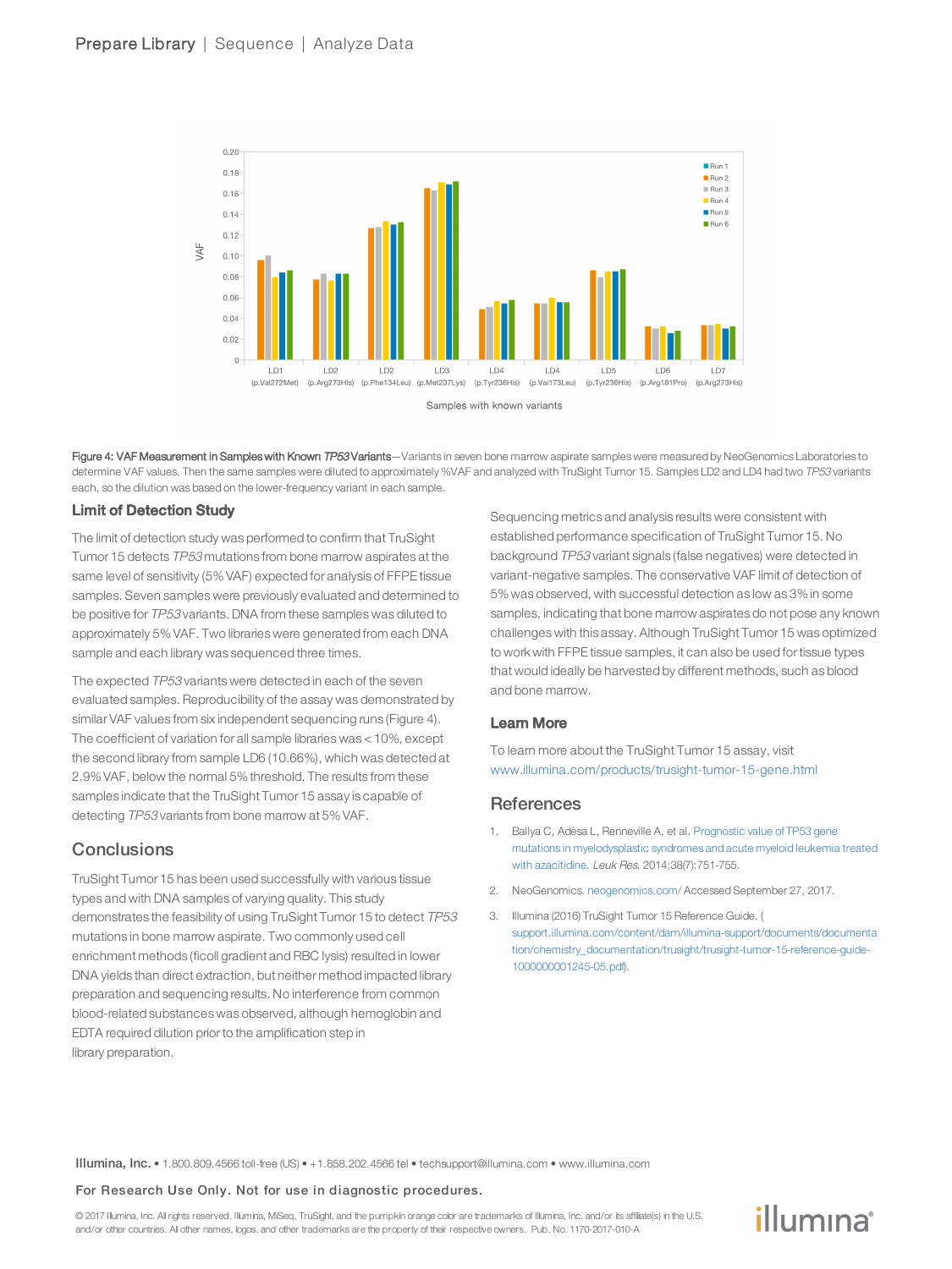0.20
0.18
0.16
0.14
0.12
0.10
0.08
0.06
0.04
0.02
0

VAF

Run 1
Run 2
Run 3
Run 4
Run 5
Run 6

LD1 (p.Val272Met)
LD2 (p.Arg273His)
LD2 (p.Phe134Leu)
LD3 (p.Met237Lys)
LD4 (p.Tyr236His)
LD4 (p.Val173Leu)
LD5 (p.Tyr236His)
LD6 (p.Arg181Pro)
LD7 (p.Arg273His)

Samples with known variants

**Figure 4: VAF Measurement in Samples with Known *TP53* Variants**—Variants in seven bone marrow aspirate samples were measured by NeoGenomics Laboratories to determine VAF values. Then the same samples were diluted to approximately %VAF and analyzed with TruSight Tumor 15. Samples LD2 and LD4 had two *TP53* variants each, so the dilution was based on the lower-frequency variant in each sample.

### Limit of Detection Study

The limit of detection study was performed to confirm that TruSight Tumor 15 detects *TP53* mutations from bone marrow aspirates at the same level of sensitivity (5% VAF) expected for analysis of FFPE tissue samples. Seven samples were previously evaluated and determined to be positive for *TP53* variants. DNA from these samples was diluted to approximately 5% VAF. Two libraries were generated from each DNA sample and each library was sequenced three times.

The expected *TP53* variants were detected in each of the seven evaluated samples. Reproducibility of the assay was demonstrated by similar VAF values from six independent sequencing runs (Figure 4). The coefficient of variation for all sample libraries was < 10%, except the second library from sample LD6 (10.66%), which was detected at 2.9% VAF, below the normal 5% threshold. The results from these samples indicate that the TruSight Tumor 15 assay is capable of detecting *TP53* variants from bone marrow at 5% VAF.

## Conclusions

TruSight Tumor 15 has been used successfully with various tissue types and with DNA samples of varying quality. This study demonstrates the feasibility of using TruSight Tumor 15 to detect *TP53* mutations in bone marrow aspirate. Two commonly used cell enrichment methods (ficoll gradient and RBC lysis) resulted in lower DNA yields than direct extraction, but neither method impacted library preparation and sequencing results. No interference from common blood-related substances was observed, although hemoglobin and EDTA required dilution prior to the amplification step in library preparation.

Sequencing metrics and analysis results were consistent with established performance specification of TruSight Tumor 15. No background *TP53* variant signals (false negatives) were detected in variant-negative samples. The conservative VAF limit of detection of 5% was observed, with successful detection as low as 3% in some samples, indicating that bone marrow aspirates do not pose any known challenges with this assay. Although TruSight Tumor 15 was optimized to work with FFPE tissue samples, it can also be used for tissue types that would ideally be harvested by different methods, such as blood and bone marrow.

### Learn More

To learn more about the TruSight Tumor 15 assay, visit www.illumina.com/products/trusight-tumor-15-gene.html

## References

1. Ballya C, Adèsa L, Renneville A, et al. Prognostic value of TP53 gene mutations in myelodysplastic syndromes and acute myeloid leukemia treated with azacitidine. *Leuk Res*. 2014;38(7):751-755.
2. NeoGenomics. neogenomics.com/ Accessed September 27, 2017.
3. Illumina (2016) TruSight Tumor 15 Reference Guide. (support.illumina.com/content/dam/illumina-support/documents/documentation/chemistry_documentation/trusight/trusight-tumor-15-reference-guide-1000000001245-05.pdf).

**Illumina, Inc.** • 1.800.809.4566 toll-free (US) • +1.858.202.4566 tel • techsupport@illumina.com • www.illumina.com

**For Research Use Only. Not for use in diagnostic procedures.**

© 2017 Illumina, Inc. All rights reserved. Illumina, MiSeq, TruSight, and the pumpkin orange color are trademarks of Illumina, Inc. and/or its affiliate(s) in the U.S. and/or other countries. All other names, logos, and other trademarks are the property of their respective owners. Pub. No. 1170-2017-010-A